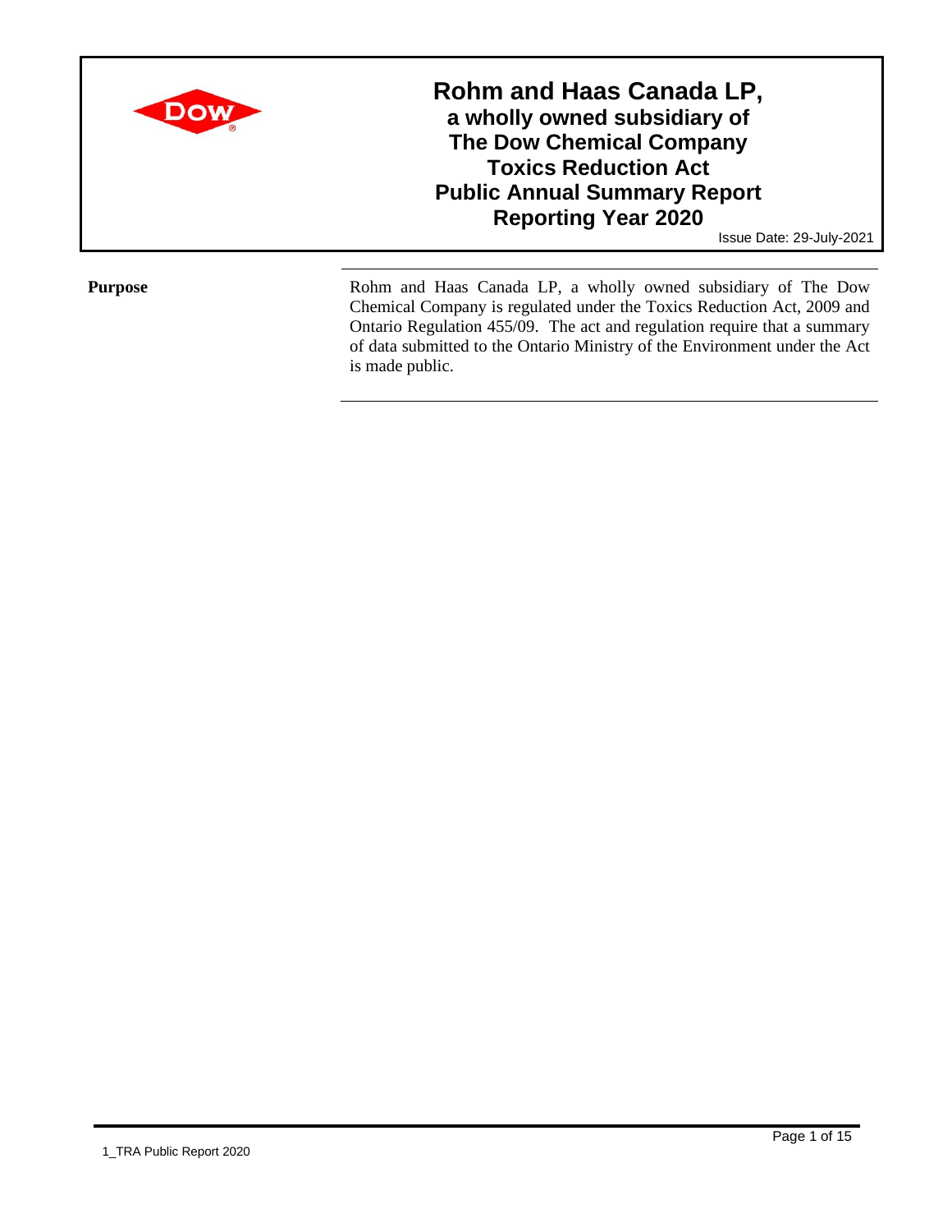# Rohm and Haas Canada LP,
## a wholly owned subsidiary of The Dow Chemical Company Toxics Reduction Act Public Annual Summary Report Reporting Year 2020

Issue Date: 29-July-2021

**Purpose**

Rohm and Haas Canada LP, a wholly owned subsidiary of The Dow Chemical Company is regulated under the Toxics Reduction Act, 2009 and Ontario Regulation 455/09. The act and regulation require that a summary of data submitted to the Ontario Ministry of the Environment under the Act is made public.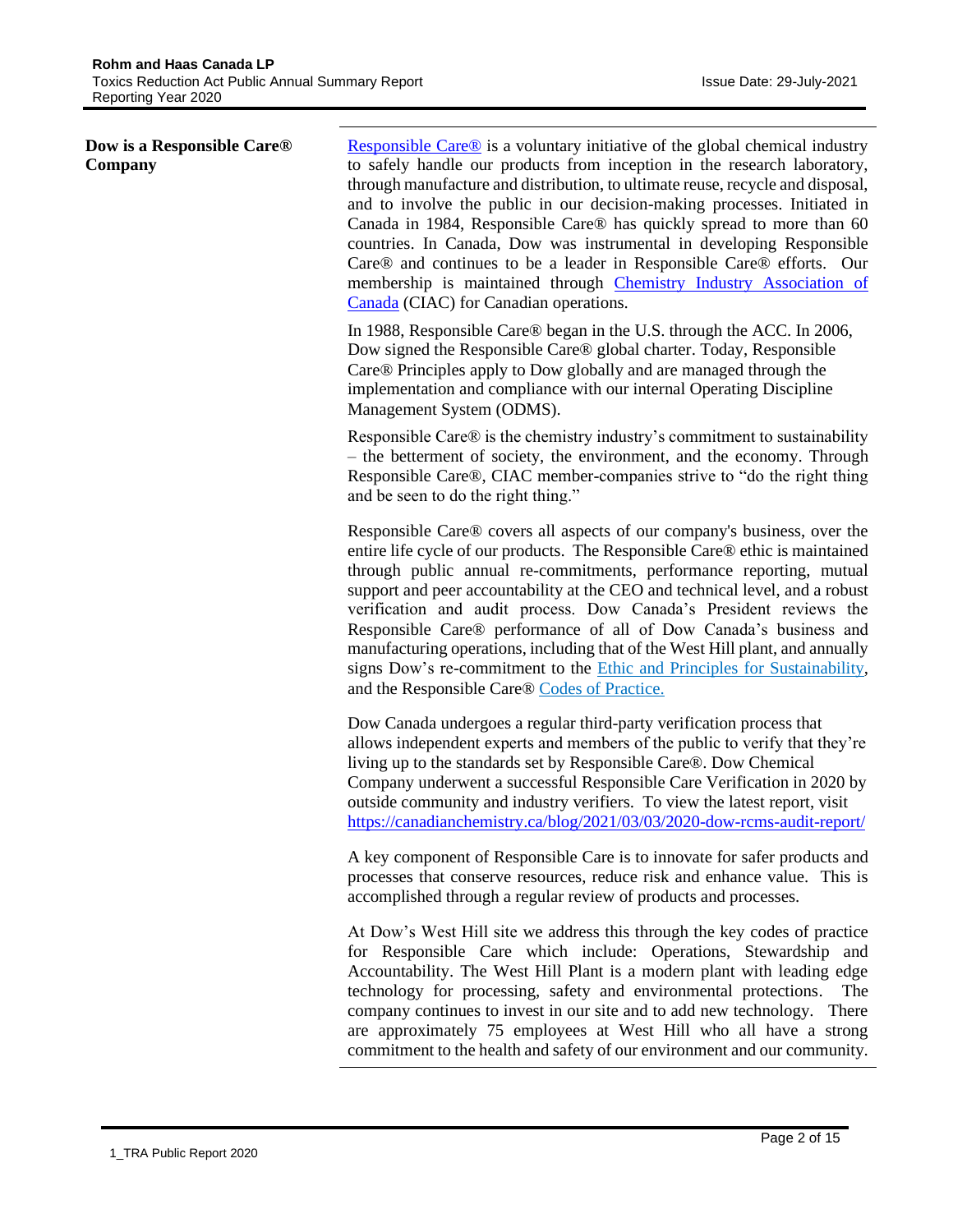## Dow is a Responsible Care® Company

Responsible Care® is a voluntary initiative of the global chemical industry to safely handle our products from inception in the research laboratory, through manufacture and distribution, to ultimate reuse, recycle and disposal, and to involve the public in our decision-making processes. Initiated in Canada in 1984, Responsible Care® has quickly spread to more than 60 countries. In Canada, Dow was instrumental in developing Responsible Care® and continues to be a leader in Responsible Care® efforts. Our membership is maintained through Chemistry Industry Association of Canada (CIAC) for Canadian operations.

In 1988, Responsible Care® began in the U.S. through the ACC. In 2006, Dow signed the Responsible Care® global charter. Today, Responsible Care® Principles apply to Dow globally and are managed through the implementation and compliance with our internal Operating Discipline Management System (ODMS).

Responsible Care® is the chemistry industry's commitment to sustainability – the betterment of society, the environment, and the economy. Through Responsible Care®, CIAC member-companies strive to "do the right thing and be seen to do the right thing."

Responsible Care® covers all aspects of our company's business, over the entire life cycle of our products. The Responsible Care® ethic is maintained through public annual re-commitments, performance reporting, mutual support and peer accountability at the CEO and technical level, and a robust verification and audit process. Dow Canada's President reviews the Responsible Care® performance of all of Dow Canada's business and manufacturing operations, including that of the West Hill plant, and annually signs Dow's re-commitment to the Ethic and Principles for Sustainability, and the Responsible Care® Codes of Practice.

Dow Canada undergoes a regular third-party verification process that allows independent experts and members of the public to verify that they're living up to the standards set by Responsible Care®. Dow Chemical Company underwent a successful Responsible Care Verification in 2020 by outside community and industry verifiers. To view the latest report, visit https://canadianchemistry.ca/blog/2021/03/03/2020-dow-rcms-audit-report/

A key component of Responsible Care is to innovate for safer products and processes that conserve resources, reduce risk and enhance value. This is accomplished through a regular review of products and processes.

At Dow's West Hill site we address this through the key codes of practice for Responsible Care which include: Operations, Stewardship and Accountability. The West Hill Plant is a modern plant with leading edge technology for processing, safety and environmental protections. The company continues to invest in our site and to add new technology. There are approximately 75 employees at West Hill who all have a strong commitment to the health and safety of our environment and our community.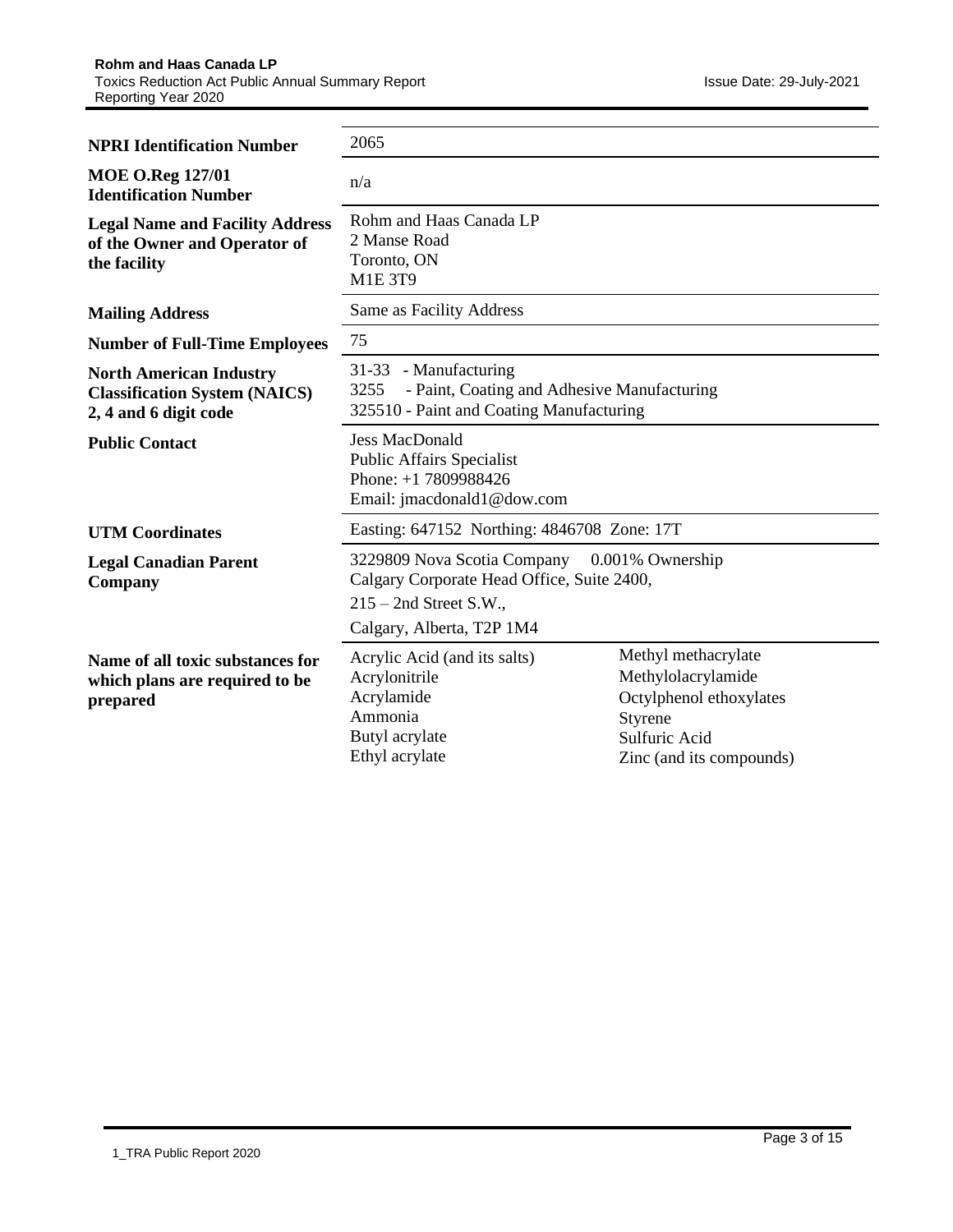| | |
|---|---|
| **NPRI Identification Number** | 2065 |
| **MOE O.Reg 127/01 Identification Number** | n/a |
| **Legal Name and Facility Address of the Owner and Operator of the facility** | Rohm and Haas Canada LP<br>2 Manse Road<br>Toronto, ON<br>M1E 3T9 |
| **Mailing Address** | Same as Facility Address |
| **Number of Full-Time Employees** | 75 |
| **North American Industry Classification System (NAICS) 2, 4 and 6 digit code** | 31-33 - Manufacturing<br>3255 - Paint, Coating and Adhesive Manufacturing<br>325510 - Paint and Coating Manufacturing |
| **Public Contact** | Jess MacDonald<br>Public Affairs Specialist<br>Phone: +1 7809988426<br>Email: jmacdonald1@dow.com |
| **UTM Coordinates** | Easting: 647152 Northing: 4846708 Zone: 17T |
| **Legal Canadian Parent Company** | 3229809 Nova Scotia Company 0.001% Ownership<br>Calgary Corporate Head Office, Suite 2400,<br>215 – 2nd Street S.W.,<br>Calgary, Alberta, T2P 1M4 |
| **Name of all toxic substances for which plans are required to be prepared** | Acrylic Acid (and its salts)<br>Acrylonitrile<br>Acrylamide<br>Ammonia<br>Butyl acrylate<br>Ethyl acrylate<br>Methyl methacrylate<br>Methylolacrylamide<br>Octylphenol ethoxylates<br>Styrene<br>Sulfuric Acid<br>Zinc (and its compounds) |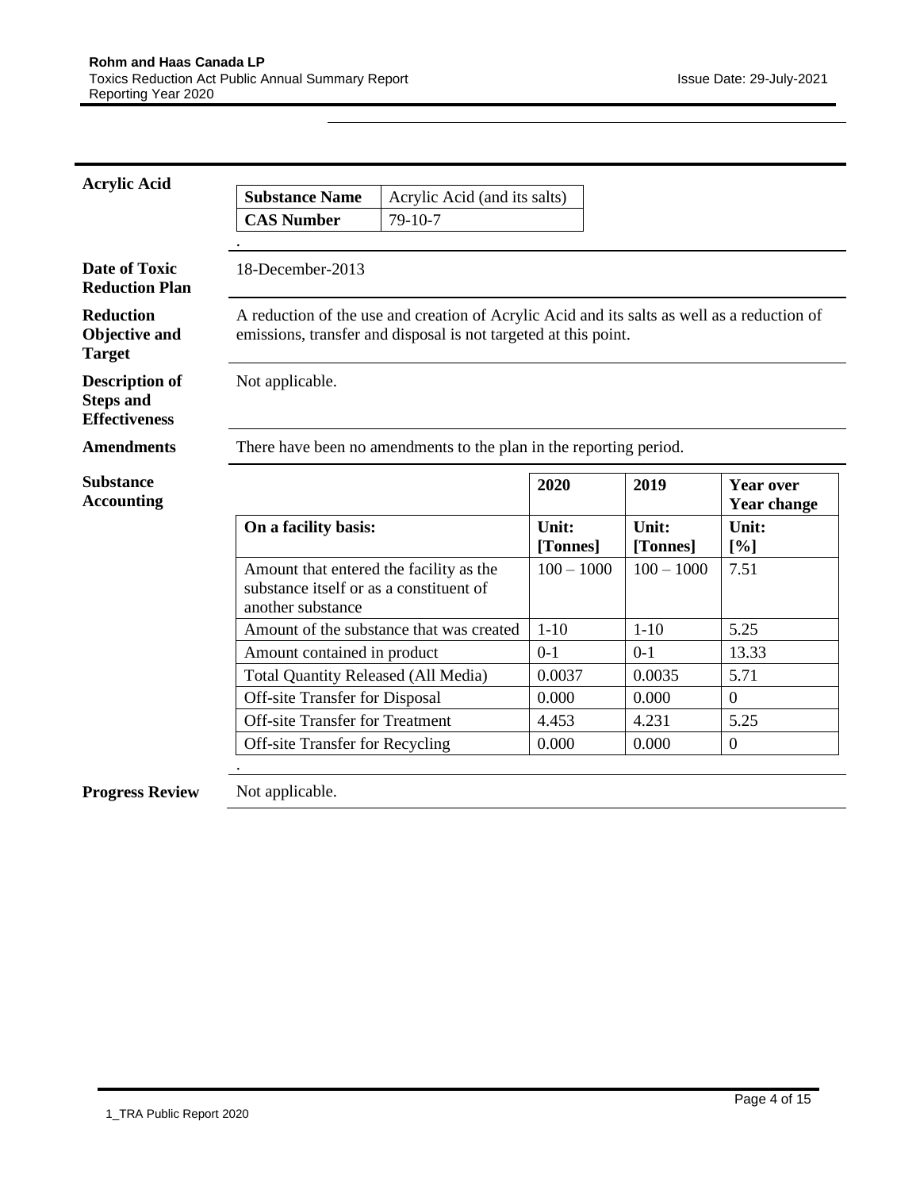## Acrylic Acid

| Substance Name | Acrylic Acid (and its salts) |
| --- | --- |
| CAS Number | 79-10-7 |

**Date of Toxic Reduction Plan**

18-December-2013

**Reduction Objective and Target**

A reduction of the use and creation of Acrylic Acid and its salts as well as a reduction of emissions, transfer and disposal is not targeted at this point.

**Description of Steps and Effectiveness**

Not applicable.

**Amendments**

There have been no amendments to the plan in the reporting period.

**Substance Accounting**

| | 2020 | 2019 | Year over Year change |
| --- | --- | --- | --- |
| **On a facility basis:** | **Unit: [Tonnes]** | **Unit: [Tonnes]** | **Unit: [%]** |
| Amount that entered the facility as the substance itself or as a constituent of another substance | 100 – 1000 | 100 – 1000 | 7.51 |
| Amount of the substance that was created | 1-10 | 1-10 | 5.25 |
| Amount contained in product | 0-1 | 0-1 | 13.33 |
| Total Quantity Released (All Media) | 0.0037 | 0.0035 | 5.71 |
| Off-site Transfer for Disposal | 0.000 | 0.000 | 0 |
| Off-site Transfer for Treatment | 4.453 | 4.231 | 5.25 |
| Off-site Transfer for Recycling | 0.000 | 0.000 | 0 |

**Progress Review**

Not applicable.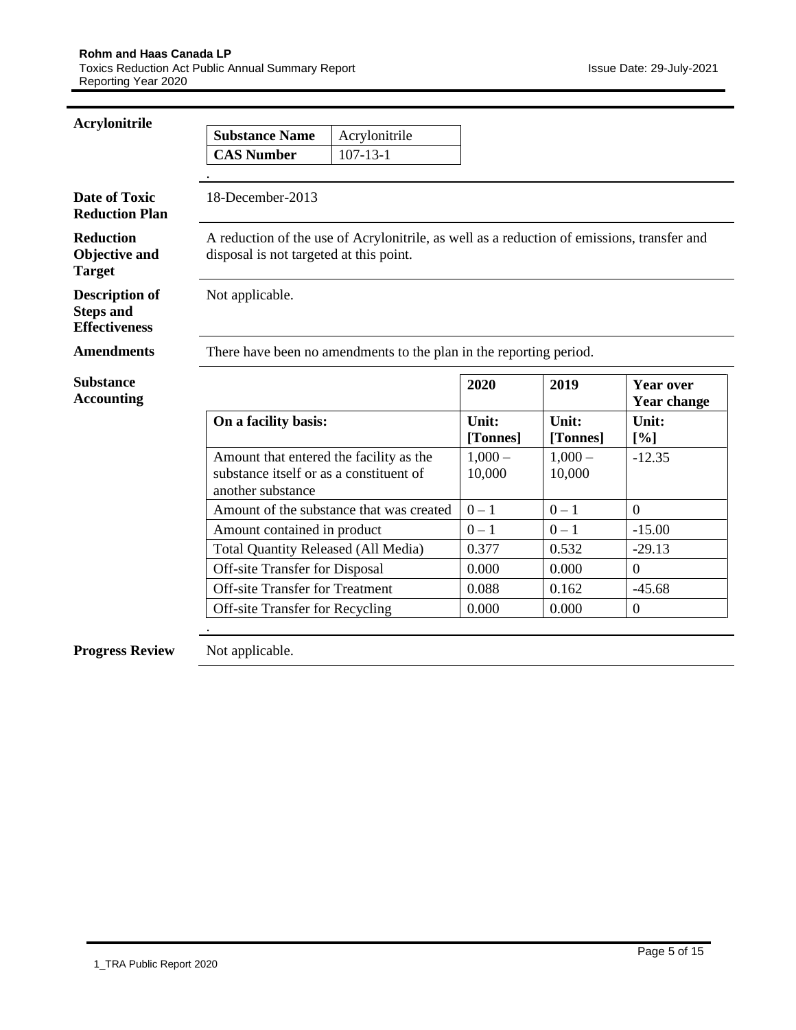## Acrylonitrile

| Substance Name | Acrylonitrile |
|---|---|
| CAS Number | 107-13-1 |

**Date of Toxic Reduction Plan**

18-December-2013

**Reduction Objective and Target**

A reduction of the use of Acrylonitrile, as well as a reduction of emissions, transfer and disposal is not targeted at this point.

**Description of Steps and Effectiveness**

Not applicable.

**Amendments**

There have been no amendments to the plan in the reporting period.

**Substance Accounting**

| | 2020 | 2019 | Year over Year change |
|---|---|---|---|
| **On a facility basis:** | **Unit: [Tonnes]** | **Unit: [Tonnes]** | **Unit: [%]** |
| Amount that entered the facility as the substance itself or as a constituent of another substance | 1,000 – 10,000 | 1,000 – 10,000 | -12.35 |
| Amount of the substance that was created | 0 – 1 | 0 – 1 | 0 |
| Amount contained in product | 0 – 1 | 0 – 1 | -15.00 |
| Total Quantity Released (All Media) | 0.377 | 0.532 | -29.13 |
| Off-site Transfer for Disposal | 0.000 | 0.000 | 0 |
| Off-site Transfer for Treatment | 0.088 | 0.162 | -45.68 |
| Off-site Transfer for Recycling | 0.000 | 0.000 | 0 |

**Progress Review**

Not applicable.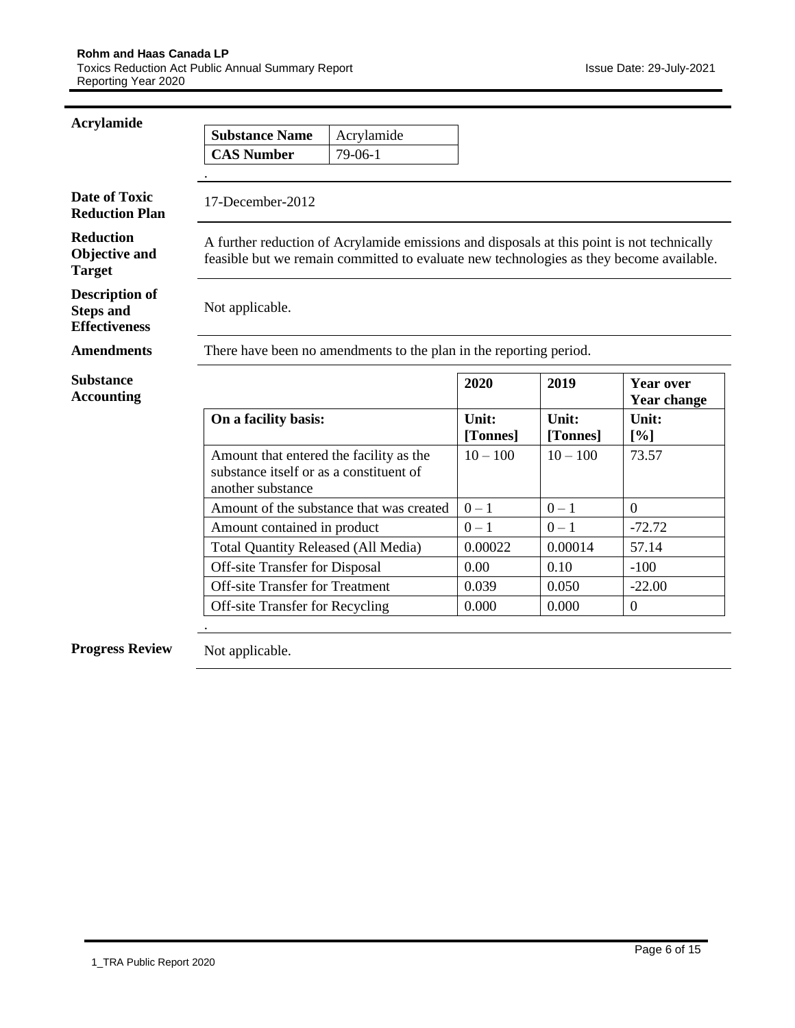## Acrylamide

| Substance Name | Acrylamide |
|---|---|
| CAS Number | 79-06-1 |

**Date of Toxic Reduction Plan**

17-December-2012

**Reduction Objective and Target**

A further reduction of Acrylamide emissions and disposals at this point is not technically feasible but we remain committed to evaluate new technologies as they become available.

**Description of Steps and Effectiveness**

Not applicable.

**Amendments**

There have been no amendments to the plan in the reporting period.

**Substance Accounting**

| | 2020 | 2019 | Year over Year change |
|---|---|---|---|
| **On a facility basis:** | **Unit: [Tonnes]** | **Unit: [Tonnes]** | **Unit: [%]** |
| Amount that entered the facility as the substance itself or as a constituent of another substance | 10 – 100 | 10 – 100 | 73.57 |
| Amount of the substance that was created | 0 – 1 | 0 – 1 | 0 |
| Amount contained in product | 0 – 1 | 0 – 1 | -72.72 |
| Total Quantity Released (All Media) | 0.00022 | 0.00014 | 57.14 |
| Off-site Transfer for Disposal | 0.00 | 0.10 | -100 |
| Off-site Transfer for Treatment | 0.039 | 0.050 | -22.00 |
| Off-site Transfer for Recycling | 0.000 | 0.000 | 0 |

**Progress Review**

Not applicable.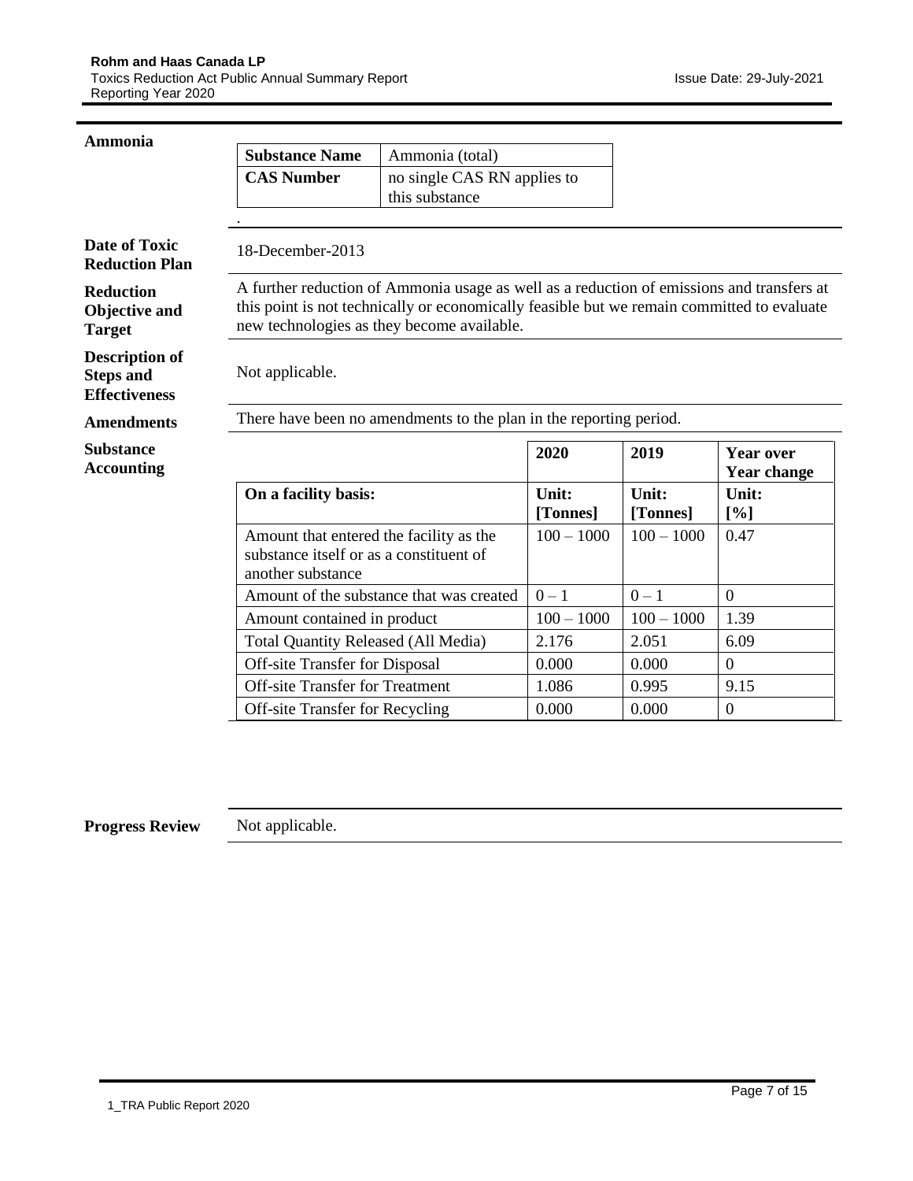## Ammonia

| Substance Name | Ammonia (total) |
|---|---|
| CAS Number | no single CAS RN applies to this substance |

.

**Date of Toxic Reduction Plan**

18-December-2013

**Reduction Objective and Target**

A further reduction of Ammonia usage as well as a reduction of emissions and transfers at this point is not technically or economically feasible but we remain committed to evaluate new technologies as they become available.

**Description of Steps and Effectiveness**

Not applicable.

**Amendments**

There have been no amendments to the plan in the reporting period.

**Substance Accounting**

| | 2020 | 2019 | Year over Year change |
|---|---|---|---|
| **On a facility basis:** | **Unit: [Tonnes]** | **Unit: [Tonnes]** | **Unit: [%]** |
| Amount that entered the facility as the substance itself or as a constituent of another substance | 100 – 1000 | 100 – 1000 | 0.47 |
| Amount of the substance that was created | 0 – 1 | 0 – 1 | 0 |
| Amount contained in product | 100 – 1000 | 100 – 1000 | 1.39 |
| Total Quantity Released (All Media) | 2.176 | 2.051 | 6.09 |
| Off-site Transfer for Disposal | 0.000 | 0.000 | 0 |
| Off-site Transfer for Treatment | 1.086 | 0.995 | 9.15 |
| Off-site Transfer for Recycling | 0.000 | 0.000 | 0 |

**Progress Review**

Not applicable.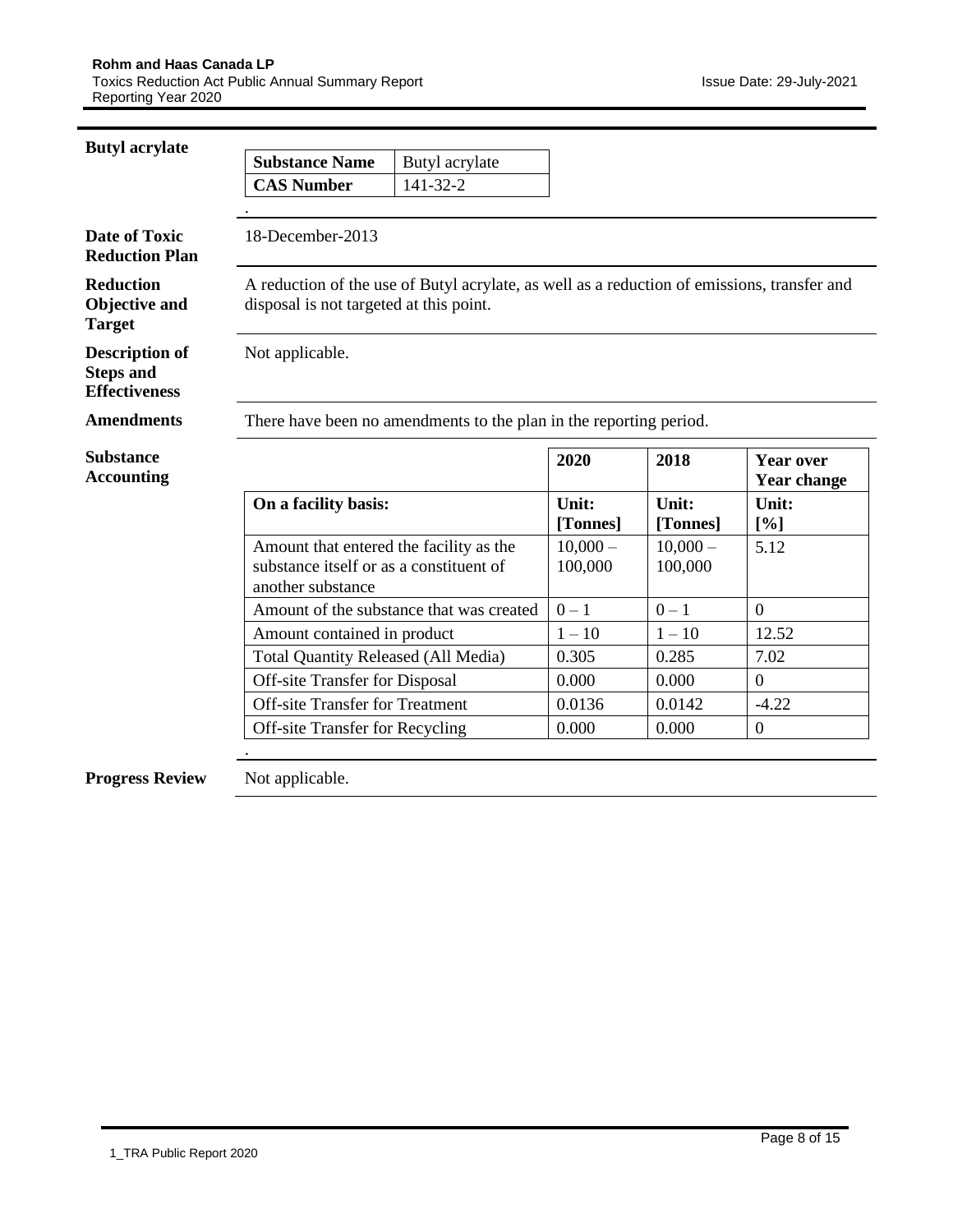## Butyl acrylate

| Substance Name | Butyl acrylate |
|---|---|
| CAS Number | 141-32-2 |

.

**Date of Toxic Reduction Plan**

18-December-2013

**Reduction Objective and Target**

A reduction of the use of Butyl acrylate, as well as a reduction of emissions, transfer and disposal is not targeted at this point.

**Description of Steps and Effectiveness**

Not applicable.

**Amendments**

There have been no amendments to the plan in the reporting period.

**Substance Accounting**

| | 2020 | 2018 | Year over Year change |
|---|---|---|---|
| **On a facility basis:** | **Unit: [Tonnes]** | **Unit: [Tonnes]** | **Unit: [%]** |
| Amount that entered the facility as the substance itself or as a constituent of another substance | 10,000 – 100,000 | 10,000 – 100,000 | 5.12 |
| Amount of the substance that was created | 0 – 1 | 0 – 1 | 0 |
| Amount contained in product | 1 – 10 | 1 – 10 | 12.52 |
| Total Quantity Released (All Media) | 0.305 | 0.285 | 7.02 |
| Off-site Transfer for Disposal | 0.000 | 0.000 | 0 |
| Off-site Transfer for Treatment | 0.0136 | 0.0142 | -4.22 |
| Off-site Transfer for Recycling | 0.000 | 0.000 | 0 |

.

**Progress Review**

Not applicable.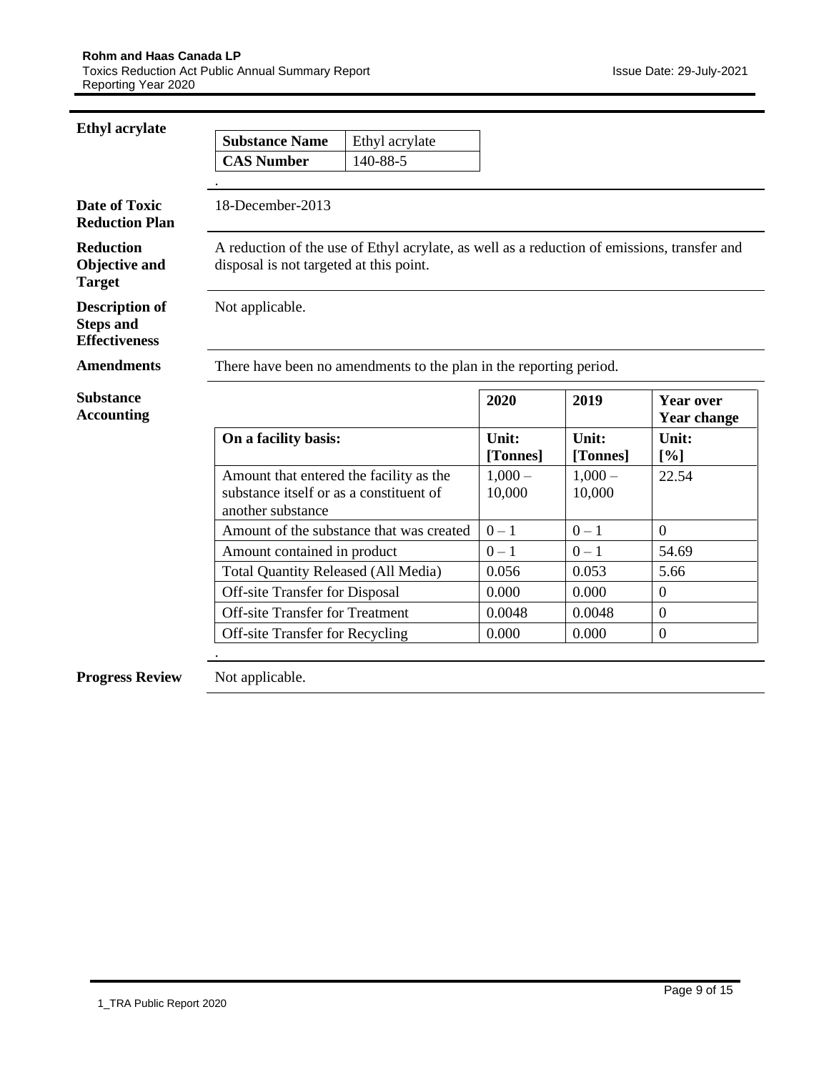## Ethyl acrylate

| Substance Name | Ethyl acrylate |
|---|---|
| CAS Number | 140-88-5 |

**Date of Toxic Reduction Plan**

18-December-2013

**Reduction Objective and Target**

A reduction of the use of Ethyl acrylate, as well as a reduction of emissions, transfer and disposal is not targeted at this point.

**Description of Steps and Effectiveness**

Not applicable.

**Amendments**

There have been no amendments to the plan in the reporting period.

**Substance Accounting**

| | 2020 | 2019 | Year over Year change |
|---|---|---|---|
| **On a facility basis:** | **Unit: [Tonnes]** | **Unit: [Tonnes]** | **Unit: [%]** |
| Amount that entered the facility as the substance itself or as a constituent of another substance | 1,000 – 10,000 | 1,000 – 10,000 | 22.54 |
| Amount of the substance that was created | 0 – 1 | 0 – 1 | 0 |
| Amount contained in product | 0 – 1 | 0 – 1 | 54.69 |
| Total Quantity Released (All Media) | 0.056 | 0.053 | 5.66 |
| Off-site Transfer for Disposal | 0.000 | 0.000 | 0 |
| Off-site Transfer for Treatment | 0.0048 | 0.0048 | 0 |
| Off-site Transfer for Recycling | 0.000 | 0.000 | 0 |

**Progress Review**

Not applicable.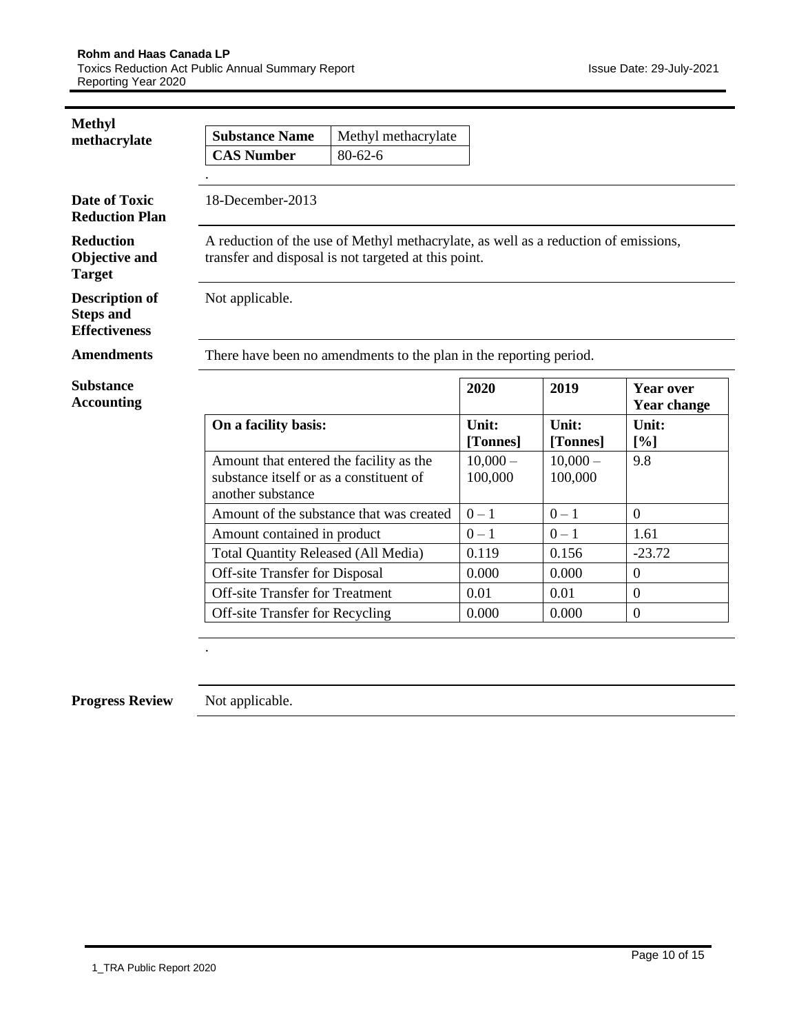## Methyl methacrylate

| Substance Name | Methyl methacrylate |
|---|---|
| CAS Number | 80-62-6 |

.

**Date of Toxic Reduction Plan**

18-December-2013

**Reduction Objective and Target**

A reduction of the use of Methyl methacrylate, as well as a reduction of emissions, transfer and disposal is not targeted at this point.

**Description of Steps and Effectiveness**

Not applicable.

**Amendments**

There have been no amendments to the plan in the reporting period.

**Substance Accounting**

| | 2020 | 2019 | Year over Year change |
|---|---|---|---|
| **On a facility basis:** | **Unit: [Tonnes]** | **Unit: [Tonnes]** | **Unit: [%]** |
| Amount that entered the facility as the substance itself or as a constituent of another substance | 10,000 – 100,000 | 10,000 – 100,000 | 9.8 |
| Amount of the substance that was created | 0 – 1 | 0 – 1 | 0 |
| Amount contained in product | 0 – 1 | 0 – 1 | 1.61 |
| Total Quantity Released (All Media) | 0.119 | 0.156 | -23.72 |
| Off-site Transfer for Disposal | 0.000 | 0.000 | 0 |
| Off-site Transfer for Treatment | 0.01 | 0.01 | 0 |
| Off-site Transfer for Recycling | 0.000 | 0.000 | 0 |

.

**Progress Review**

Not applicable.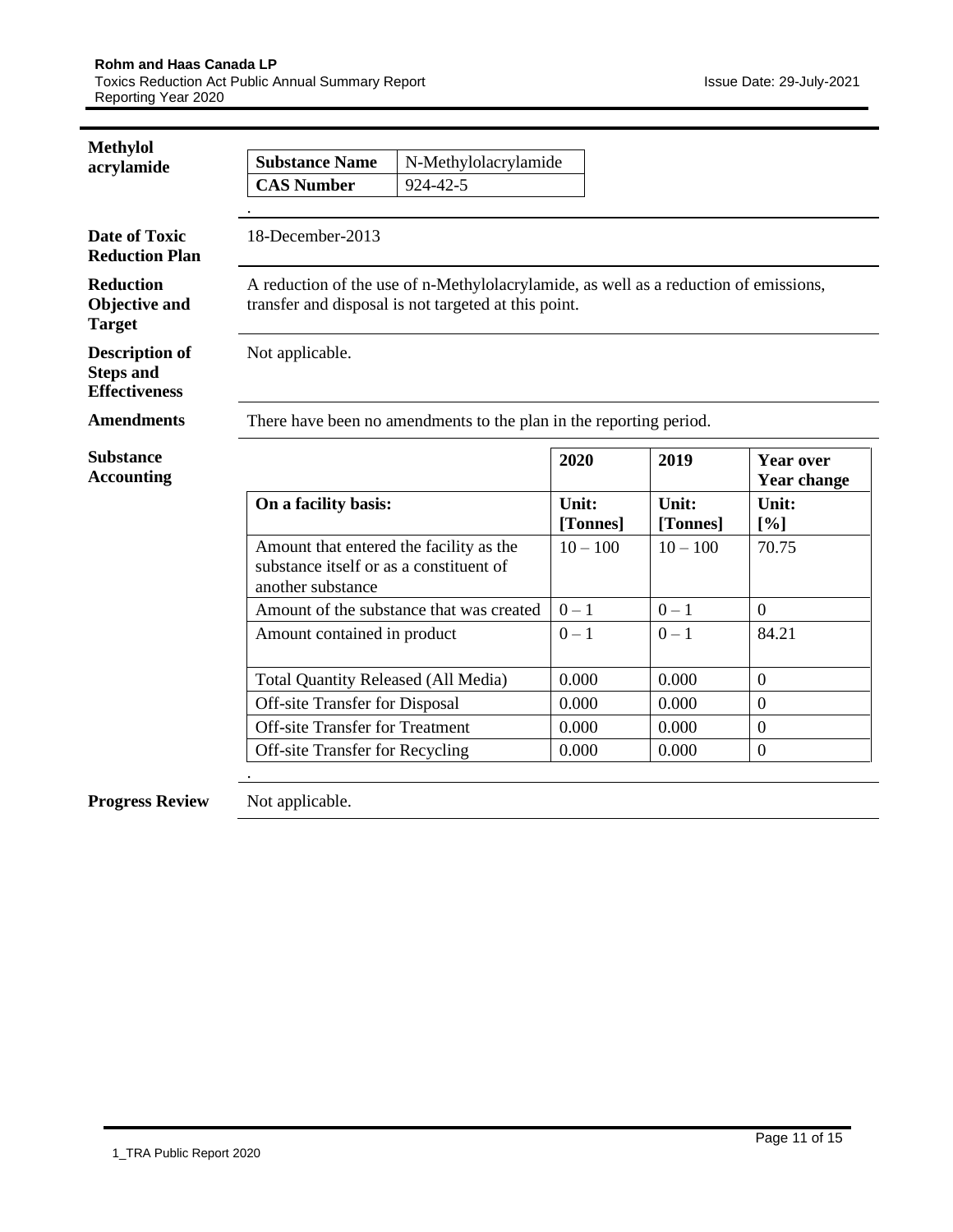**Methylol acrylamide**

| Substance Name | N-Methylolacrylamide |
|---|---|
| CAS Number | 924-42-5 |

**Date of Toxic Reduction Plan**

18-December-2013

**Reduction Objective and Target**

A reduction of the use of n-Methylolacrylamide, as well as a reduction of emissions, transfer and disposal is not targeted at this point.

**Description of Steps and Effectiveness**

Not applicable.

**Amendments**

There have been no amendments to the plan in the reporting period.

**Substance Accounting**

| | 2020 | 2019 | Year over Year change |
|---|---|---|---|
| **On a facility basis:** | **Unit: [Tonnes]** | **Unit: [Tonnes]** | **Unit: [%]** |
| Amount that entered the facility as the substance itself or as a constituent of another substance | 10 – 100 | 10 – 100 | 70.75 |
| Amount of the substance that was created | 0 – 1 | 0 – 1 | 0 |
| Amount contained in product | 0 – 1 | 0 – 1 | 84.21 |
| Total Quantity Released (All Media) | 0.000 | 0.000 | 0 |
| Off-site Transfer for Disposal | 0.000 | 0.000 | 0 |
| Off-site Transfer for Treatment | 0.000 | 0.000 | 0 |
| Off-site Transfer for Recycling | 0.000 | 0.000 | 0 |

**Progress Review**

Not applicable.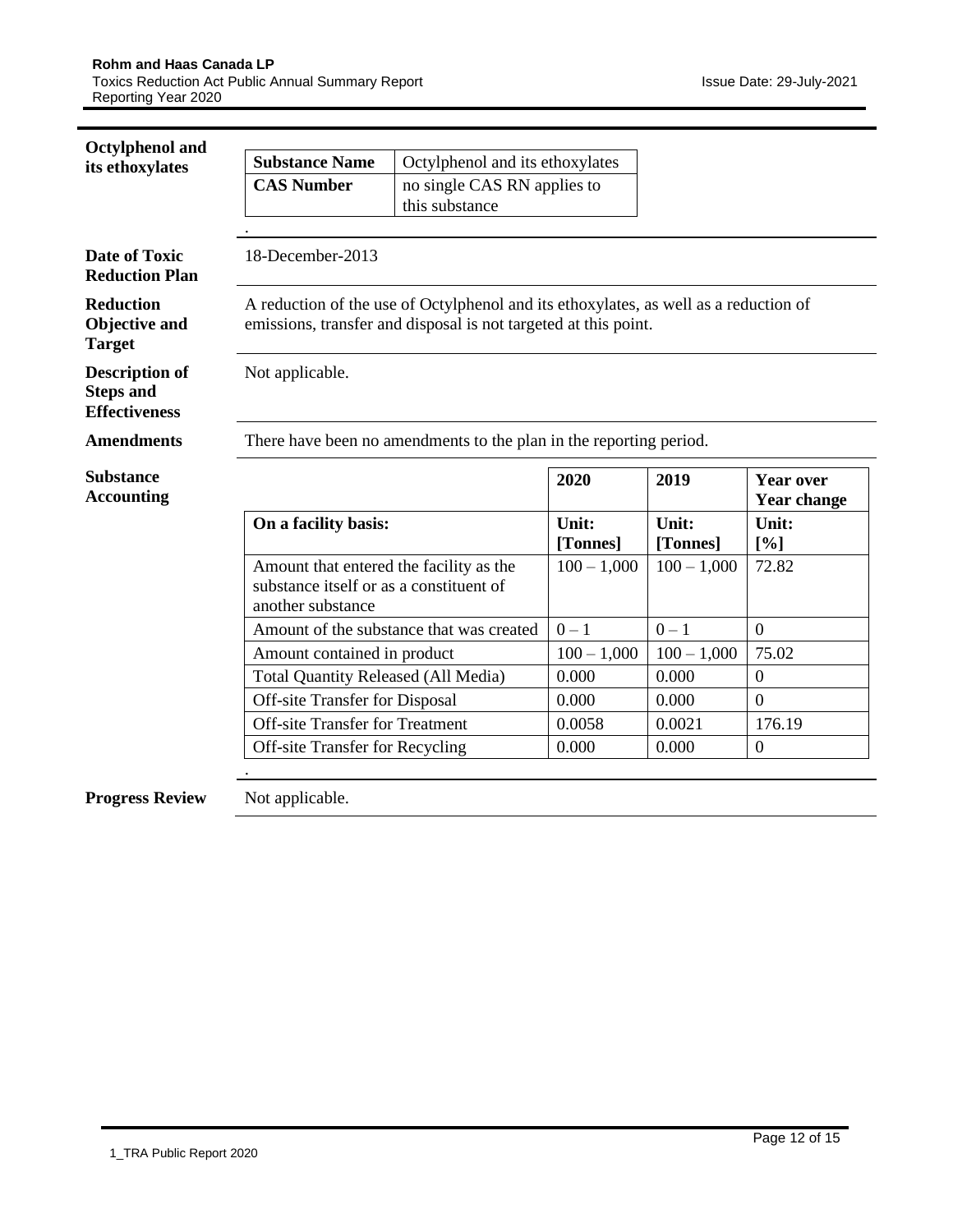**Octylphenol and its ethoxylates**

| **Substance Name** | Octylphenol and its ethoxylates |
|---|---|
| **CAS Number** | no single CAS RN applies to this substance |

**Date of Toxic Reduction Plan**

18-December-2013

**Reduction Objective and Target**

A reduction of the use of Octylphenol and its ethoxylates, as well as a reduction of emissions, transfer and disposal is not targeted at this point.

**Description of Steps and Effectiveness**

Not applicable.

**Amendments**

There have been no amendments to the plan in the reporting period.

**Substance Accounting**

| | **2020** | **2019** | **Year over Year change** |
|---|---|---|---|
| **On a facility basis:** | **Unit: [Tonnes]** | **Unit: [Tonnes]** | **Unit: [%]** |
| Amount that entered the facility as the substance itself or as a constituent of another substance | 100 – 1,000 | 100 – 1,000 | 72.82 |
| Amount of the substance that was created | 0 – 1 | 0 – 1 | 0 |
| Amount contained in product | 100 – 1,000 | 100 – 1,000 | 75.02 |
| Total Quantity Released (All Media) | 0.000 | 0.000 | 0 |
| Off-site Transfer for Disposal | 0.000 | 0.000 | 0 |
| Off-site Transfer for Treatment | 0.0058 | 0.0021 | 176.19 |
| Off-site Transfer for Recycling | 0.000 | 0.000 | 0 |

**Progress Review**

Not applicable.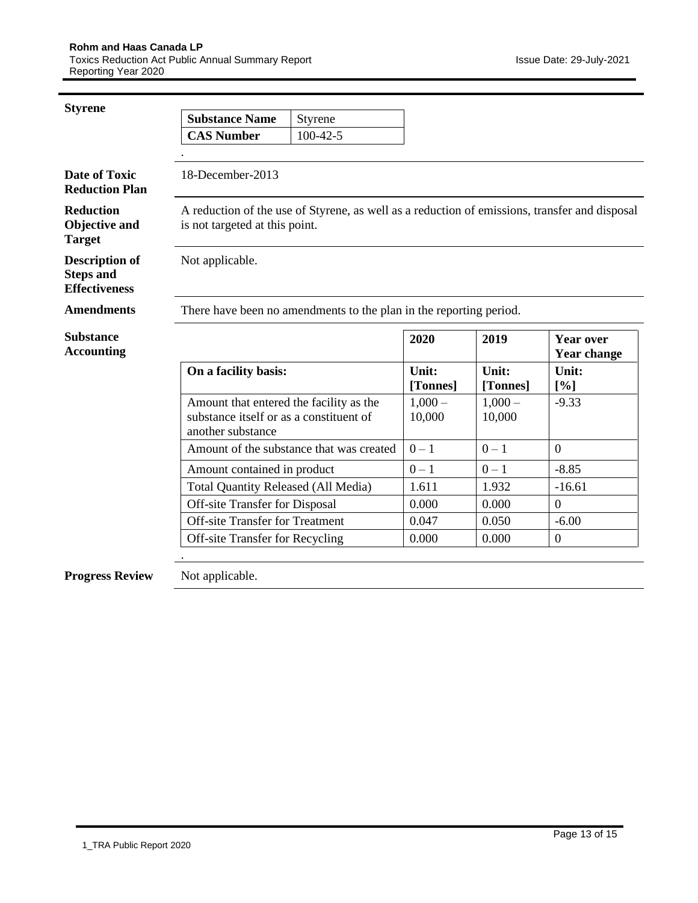## Styrene

| Substance Name | Styrene |
|---|---|
| CAS Number | 100-42-5 |

**Date of Toxic Reduction Plan**

18-December-2013

**Reduction Objective and Target**

A reduction of the use of Styrene, as well as a reduction of emissions, transfer and disposal is not targeted at this point.

**Description of Steps and Effectiveness**

Not applicable.

**Amendments**

There have been no amendments to the plan in the reporting period.

**Substance Accounting**

| | 2020 | 2019 | Year over Year change |
|---|---|---|---|
| **On a facility basis:** | **Unit: [Tonnes]** | **Unit: [Tonnes]** | **Unit: [%]** |
| Amount that entered the facility as the substance itself or as a constituent of another substance | 1,000 – 10,000 | 1,000 – 10,000 | -9.33 |
| Amount of the substance that was created | 0 – 1 | 0 – 1 | 0 |
| Amount contained in product | 0 – 1 | 0 – 1 | -8.85 |
| Total Quantity Released (All Media) | 1.611 | 1.932 | -16.61 |
| Off-site Transfer for Disposal | 0.000 | 0.000 | 0 |
| Off-site Transfer for Treatment | 0.047 | 0.050 | -6.00 |
| Off-site Transfer for Recycling | 0.000 | 0.000 | 0 |

**Progress Review**

Not applicable.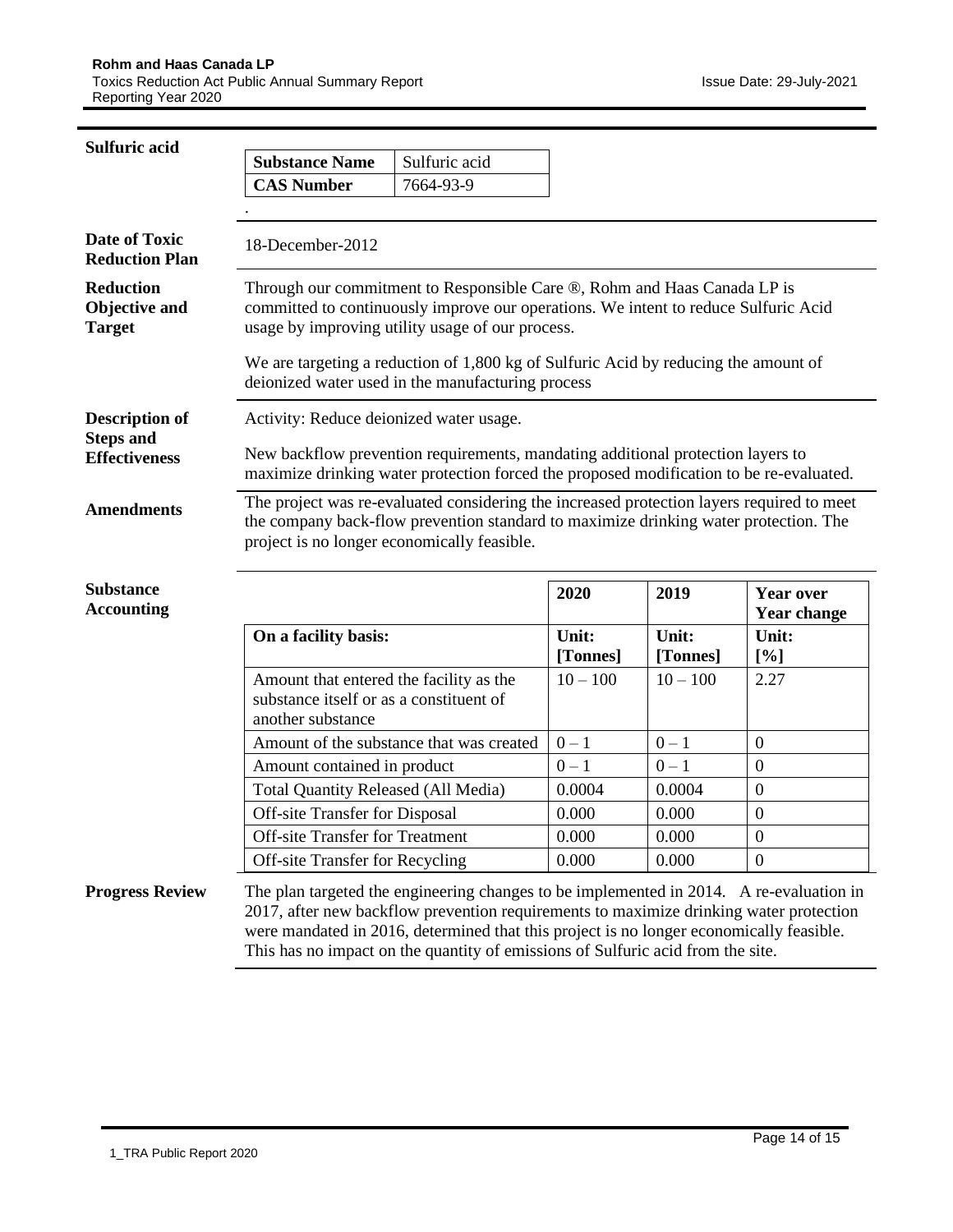## Sulfuric acid

| **Substance Name** | Sulfuric acid |
|---|---|
| **CAS Number** | 7664-93-9 |

.

**Date of Toxic Reduction Plan**

18-December-2012

**Reduction Objective and Target**

Through our commitment to Responsible Care ®, Rohm and Haas Canada LP is committed to continuously improve our operations. We intent to reduce Sulfuric Acid usage by improving utility usage of our process.

We are targeting a reduction of 1,800 kg of Sulfuric Acid by reducing the amount of deionized water used in the manufacturing process

**Description of Steps and Effectiveness**

Activity: Reduce deionized water usage.

New backflow prevention requirements, mandating additional protection layers to maximize drinking water protection forced the proposed modification to be re-evaluated.

**Amendments**

The project was re-evaluated considering the increased protection layers required to meet the company back-flow prevention standard to maximize drinking water protection. The project is no longer economically feasible.

**Substance Accounting**

| | **2020** | **2019** | **Year over Year change** |
|---|---|---|---|
| **On a facility basis:** | **Unit: [Tonnes]** | **Unit: [Tonnes]** | **Unit: [%]** |
| Amount that entered the facility as the substance itself or as a constituent of another substance | 10 – 100 | 10 – 100 | 2.27 |
| Amount of the substance that was created | 0 – 1 | 0 – 1 | 0 |
| Amount contained in product | 0 – 1 | 0 – 1 | 0 |
| Total Quantity Released (All Media) | 0.0004 | 0.0004 | 0 |
| Off-site Transfer for Disposal | 0.000 | 0.000 | 0 |
| Off-site Transfer for Treatment | 0.000 | 0.000 | 0 |
| Off-site Transfer for Recycling | 0.000 | 0.000 | 0 |

**Progress Review**

The plan targeted the engineering changes to be implemented in 2014. A re-evaluation in 2017, after new backflow prevention requirements to maximize drinking water protection were mandated in 2016, determined that this project is no longer economically feasible. This has no impact on the quantity of emissions of Sulfuric acid from the site.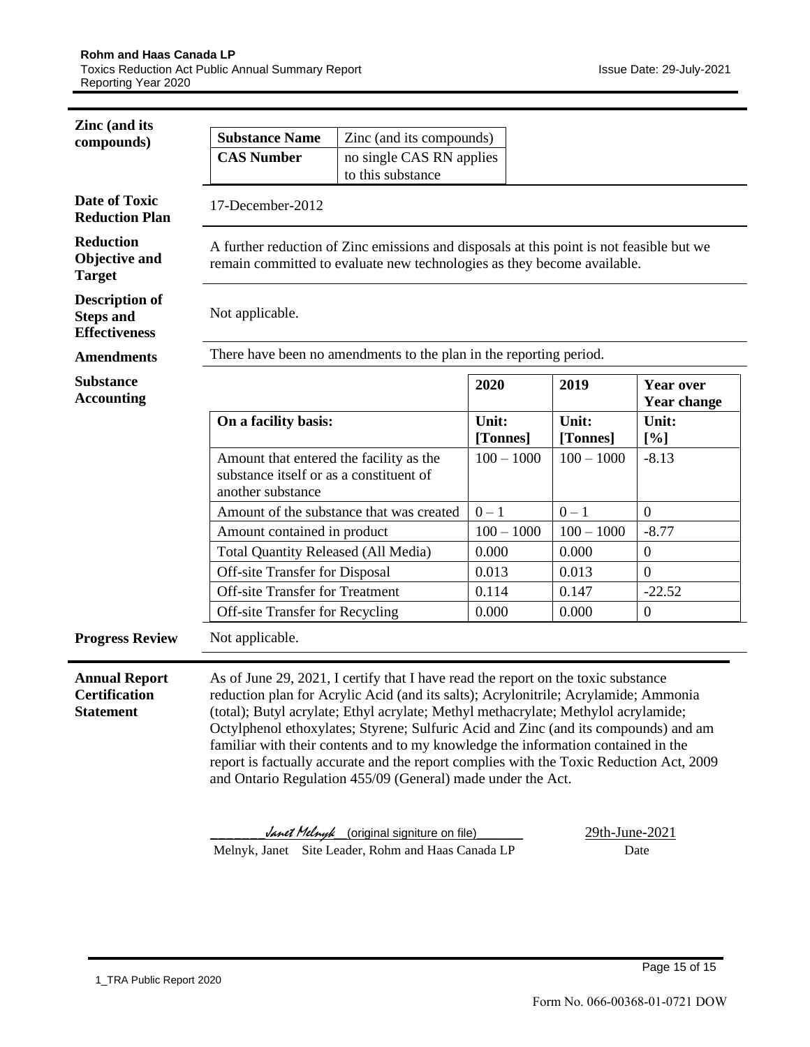**Zinc (and its compounds)**

| | |
|---|---|
| **Substance Name** | Zinc (and its compounds) |
| **CAS Number** | no single CAS RN applies to this substance |

**Date of Toxic Reduction Plan**

17-December-2012

**Reduction Objective and Target**

A further reduction of Zinc emissions and disposals at this point is not feasible but we remain committed to evaluate new technologies as they become available.

**Description of Steps and Effectiveness**

Not applicable.

**Amendments**

There have been no amendments to the plan in the reporting period.

**Substance Accounting**

| | **2020** | **2019** | **Year over Year change** |
|---|---|---|---|
| **On a facility basis:** | **Unit: [Tonnes]** | **Unit: [Tonnes]** | **Unit: [%]** |
| Amount that entered the facility as the substance itself or as a constituent of another substance | 100 – 1000 | 100 – 1000 | -8.13 |
| Amount of the substance that was created | 0 – 1 | 0 – 1 | 0 |
| Amount contained in product | 100 – 1000 | 100 – 1000 | -8.77 |
| Total Quantity Released (All Media) | 0.000 | 0.000 | 0 |
| Off-site Transfer for Disposal | 0.013 | 0.013 | 0 |
| Off-site Transfer for Treatment | 0.114 | 0.147 | -22.52 |
| Off-site Transfer for Recycling | 0.000 | 0.000 | 0 |

**Progress Review**

Not applicable.

**Annual Report Certification Statement**

As of June 29, 2021, I certify that I have read the report on the toxic substance reduction plan for Acrylic Acid (and its salts); Acrylonitrile; Acrylamide; Ammonia (total); Butyl acrylate; Ethyl acrylate; Methyl methacrylate; Methylol acrylamide; Octylphenol ethoxylates; Styrene; Sulfuric Acid and Zinc (and its compounds) and am familiar with their contents and to my knowledge the information contained in the report is factually accurate and the report complies with the Toxic Reduction Act, 2009 and Ontario Regulation 455/09 (General) made under the Act.

_______*Janet Melnyk* (original signiture on file)_______ 29th-June-2021

Melnyk, Janet Site Leader, Rohm and Haas Canada LP Date

Form No. 066-00368-01-0721 DOW